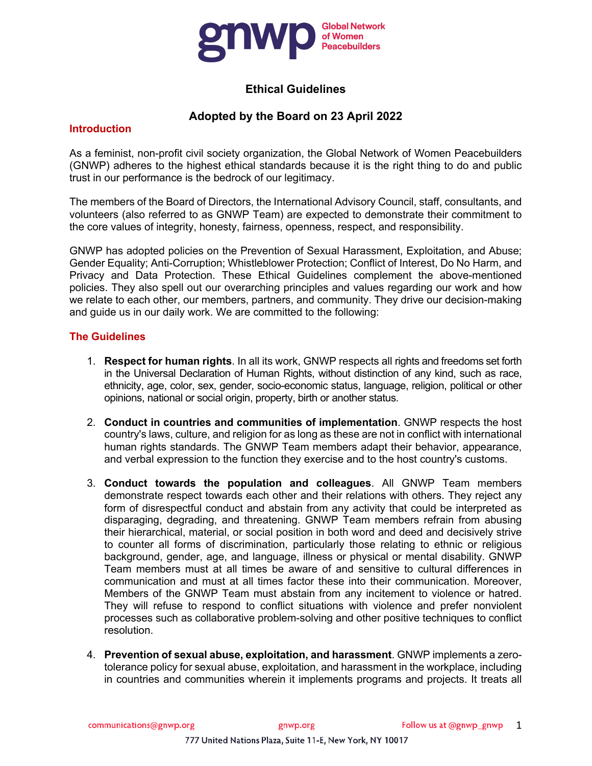# Ethical Guidelines

## Adopted by the Board on 23 April 2022

## Introduction

As a feminist, non-profit civil society organization, the Global Network of Women Peacebuilders (GNWP) adheres to the highest ethical standards because it is the right thing to do and public trust in our performance is the bedrock of our legitimacy.

The members of the Board of Directors, the International Advisory Council, staff, consultants, and volunteers (also referred to as GNWP Team) are expected to demonstrate their commitment to the core values of integrity, honesty, fairness, openness, respect, and responsibility.

GNWP has adopted policies on the Prevention of Sexual Harassment, Exploitation, and Abuse; Gender Equality; Anti-Corruption; Whistleblower Protection; Conflict of Interest, Do No Harm, and Privacy and Data Protection. These Ethical Guidelines complement the above-mentioned policies. They also spell out our overarching principles and values regarding our work and how we relate to each other, our members, partners, and community. They drive our decision-making and guide us in our daily work. We are committed to the following:

## The Guidelines

1. **Respect for human rights**. In all its work, GNWP respects all rights and freedoms set forth in the Universal Declaration of Human Rights, without distinction of any kind, such as race, ethnicity, age, color, sex, gender, socio-economic status, language, religion, political or other opinions, national or social origin, property, birth or another status.

2. **Conduct in countries and communities of implementation**. GNWP respects the host country's laws, culture, and religion for as long as these are not in conflict with international human rights standards. The GNWP Team members adapt their behavior, appearance, and verbal expression to the function they exercise and to the host country's customs.

3. **Conduct towards the population and colleagues**. All GNWP Team members demonstrate respect towards each other and their relations with others. They reject any form of disrespectful conduct and abstain from any activity that could be interpreted as disparaging, degrading, and threatening. GNWP Team members refrain from abusing their hierarchical, material, or social position in both word and deed and decisively strive to counter all forms of discrimination, particularly those relating to ethnic or religious background, gender, age, and language, illness or physical or mental disability. GNWP Team members must at all times be aware of and sensitive to cultural differences in communication and must at all times factor these into their communication. Moreover, Members of the GNWP Team must abstain from any incitement to violence or hatred. They will refuse to respond to conflict situations with violence and prefer nonviolent processes such as collaborative problem-solving and other positive techniques to conflict resolution.

4. **Prevention of sexual abuse, exploitation, and harassment**. GNWP implements a zero-tolerance policy for sexual abuse, exploitation, and harassment in the workplace, including in countries and communities wherein it implements programs and projects. It treats all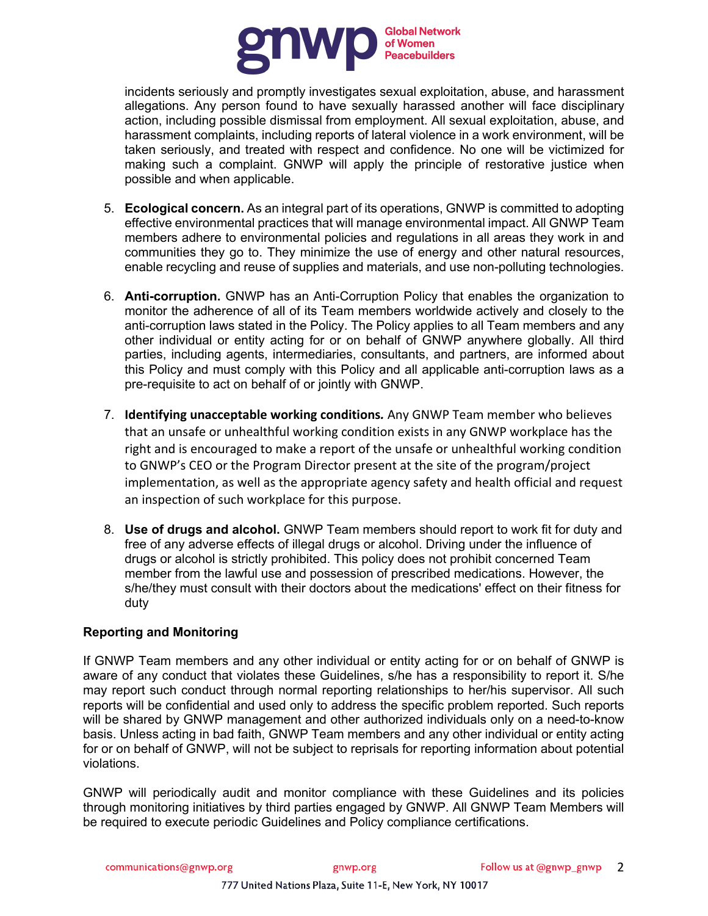incidents seriously and promptly investigates sexual exploitation, abuse, and harassment allegations. Any person found to have sexually harassed another will face disciplinary action, including possible dismissal from employment. All sexual exploitation, abuse, and harassment complaints, including reports of lateral violence in a work environment, will be taken seriously, and treated with respect and confidence. No one will be victimized for making such a complaint. GNWP will apply the principle of restorative justice when possible and when applicable.

5. **Ecological concern.** As an integral part of its operations, GNWP is committed to adopting effective environmental practices that will manage environmental impact. All GNWP Team members adhere to environmental policies and regulations in all areas they work in and communities they go to. They minimize the use of energy and other natural resources, enable recycling and reuse of supplies and materials, and use non-polluting technologies.

6. **Anti-corruption.** GNWP has an Anti-Corruption Policy that enables the organization to monitor the adherence of all of its Team members worldwide actively and closely to the anti-corruption laws stated in the Policy. The Policy applies to all Team members and any other individual or entity acting for or on behalf of GNWP anywhere globally. All third parties, including agents, intermediaries, consultants, and partners, are informed about this Policy and must comply with this Policy and all applicable anti-corruption laws as a pre-requisite to act on behalf of or jointly with GNWP.

7. ***Identifying unacceptable working conditions.*** Any GNWP Team member who believes that an unsafe or unhealthful working condition exists in any GNWP workplace has the right and is encouraged to make a report of the unsafe or unhealthful working condition to GNWP's CEO or the Program Director present at the site of the program/project implementation, as well as the appropriate agency safety and health official and request an inspection of such workplace for this purpose.

8. **Use of drugs and alcohol.** GNWP Team members should report to work fit for duty and free of any adverse effects of illegal drugs or alcohol. Driving under the influence of drugs or alcohol is strictly prohibited. This policy does not prohibit concerned Team member from the lawful use and possession of prescribed medications. However, the s/he/they must consult with their doctors about the medications' effect on their fitness for duty

**Reporting and Monitoring**

If GNWP Team members and any other individual or entity acting for or on behalf of GNWP is aware of any conduct that violates these Guidelines, s/he has a responsibility to report it. S/he may report such conduct through normal reporting relationships to her/his supervisor. All such reports will be confidential and used only to address the specific problem reported. Such reports will be shared by GNWP management and other authorized individuals only on a need-to-know basis. Unless acting in bad faith, GNWP Team members and any other individual or entity acting for or on behalf of GNWP, will not be subject to reprisals for reporting information about potential violations.

GNWP will periodically audit and monitor compliance with these Guidelines and its policies through monitoring initiatives by third parties engaged by GNWP. All GNWP Team Members will be required to execute periodic Guidelines and Policy compliance certifications.